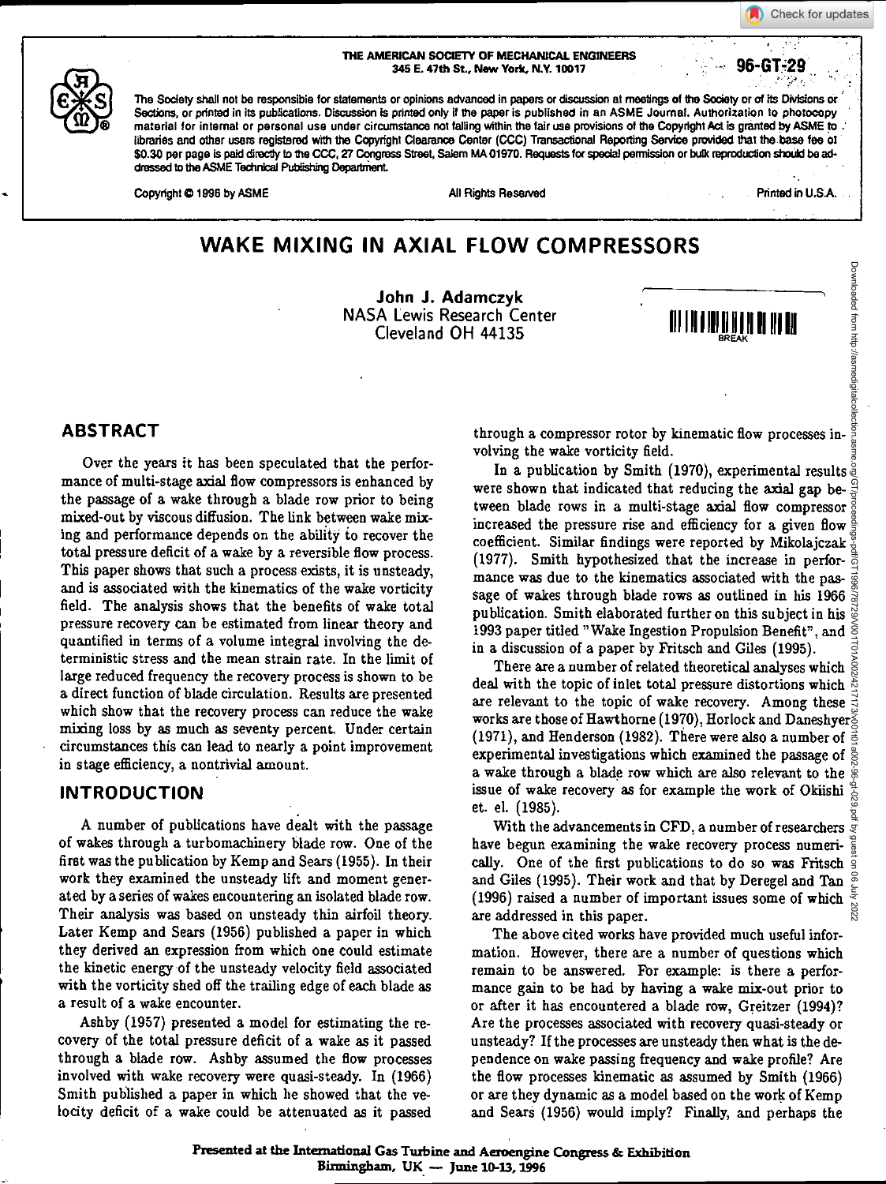THE AMERICAN SOCIETY OF MECHANICAL ENGINEERS
345 E. 47th St., New York, N.Y. 10017

96-GT-29

The Society shall not be responsible for statements or opinions advanced in papers or discussion at meetings of the Society or of its Divisions or Sections, or printed in its publications. Discussion is printed only if the paper is published in an ASME Journal. Authorization to photocopy material for internal or personal use under circumstance not falling within the fair use provisions of the Copyright Act is granted by ASME to libraries and other users registered with the Copyright Clearance Center (CCC) Transactional Reporting Service provided that the base fee of $0.30 per page is paid directly to the CCC, 27 Congress Street, Salem MA 01970. Requests for special permission or bulk reproduction should be addressed to the ASME Technical Publishing Department.

Copyright © 1996 by ASME All Rights Reserved Printed in U.S.A.

# WAKE MIXING IN AXIAL FLOW COMPRESSORS

**John J. Adamczyk**
NASA Lewis Research Center
Cleveland OH 44135

## ABSTRACT

Over the years it has been speculated that the performance of multi-stage axial flow compressors is enhanced by the passage of a wake through a blade row prior to being mixed-out by viscous diffusion. The link between wake mixing and performance depends on the ability to recover the total pressure deficit of a wake by a reversible flow process. This paper shows that such a process exists, it is unsteady, and is associated with the kinematics of the wake vorticity field. The analysis shows that the benefits of wake total pressure recovery can be estimated from linear theory and quantified in terms of a volume integral involving the deterministic stress and the mean strain rate. In the limit of large reduced frequency the recovery process is shown to be a direct function of blade circulation. Results are presented which show that the recovery process can reduce the wake mixing loss by as much as seventy percent. Under certain circumstances this can lead to nearly a point improvement in stage efficiency, a nontrivial amount.

## INTRODUCTION

A number of publications have dealt with the passage of wakes through a turbomachinery blade row. One of the first was the publication by Kemp and Sears (1955). In their work they examined the unsteady lift and moment generated by a series of wakes encountering an isolated blade row. Their analysis was based on unsteady thin airfoil theory. Later Kemp and Sears (1956) published a paper in which they derived an expression from which one could estimate the kinetic energy of the unsteady velocity field associated with the vorticity shed off the trailing edge of each blade as a result of a wake encounter.

Ashby (1957) presented a model for estimating the recovery of the total pressure deficit of a wake as it passed through a blade row. Ashby assumed the flow processes involved with wake recovery were quasi-steady. In (1966) Smith published a paper in which he showed that the velocity deficit of a wake could be attenuated as it passed through a compressor rotor by kinematic flow processes involving the wake vorticity field.

In a publication by Smith (1970), experimental results were shown that indicated that reducing the axial gap between blade rows in a multi-stage axial flow compressor increased the pressure rise and efficiency for a given flow coefficient. Similar findings were reported by Mikolajczak (1977). Smith hypothesized that the increase in performance was due to the kinematics associated with the passage of wakes through blade rows as outlined in his 1966 publication. Smith elaborated further on this subject in his 1993 paper titled "Wake Ingestion Propulsion Benefit", and in a discussion of a paper by Fritsch and Giles (1995).

There are a number of related theoretical analyses which deal with the topic of inlet total pressure distortions which are relevant to the topic of wake recovery. Among these works are those of Hawthorne (1970), Horlock and Daneshyer (1971), and Henderson (1982). There were also a number of experimental investigations which examined the passage of a wake through a blade row which are also relevant to the issue of wake recovery as for example the work of Okiishi et. el. (1985).

With the advancements in CFD, a number of researchers have begun examining the wake recovery process numerically. One of the first publications to do so was Fritsch and Giles (1995). Their work and that by Deregel and Tan (1996) raised a number of important issues some of which are addressed in this paper.

The above cited works have provided much useful information. However, there are a number of questions which remain to be answered. For example: is there a performance gain to be had by having a wake mix-out prior to or after it has encountered a blade row, Greitzer (1994)? Are the processes associated with recovery quasi-steady or unsteady? If the processes are unsteady then what is the dependence on wake passing frequency and wake profile? Are the flow processes kinematic as assumed by Smith (1966) or are they dynamic as a model based on the work of Kemp and Sears (1956) would imply? Finally, and perhaps the

Presented at the International Gas Turbine and Aeroengine Congress & Exhibition
Birmingham, UK — June 10-13, 1996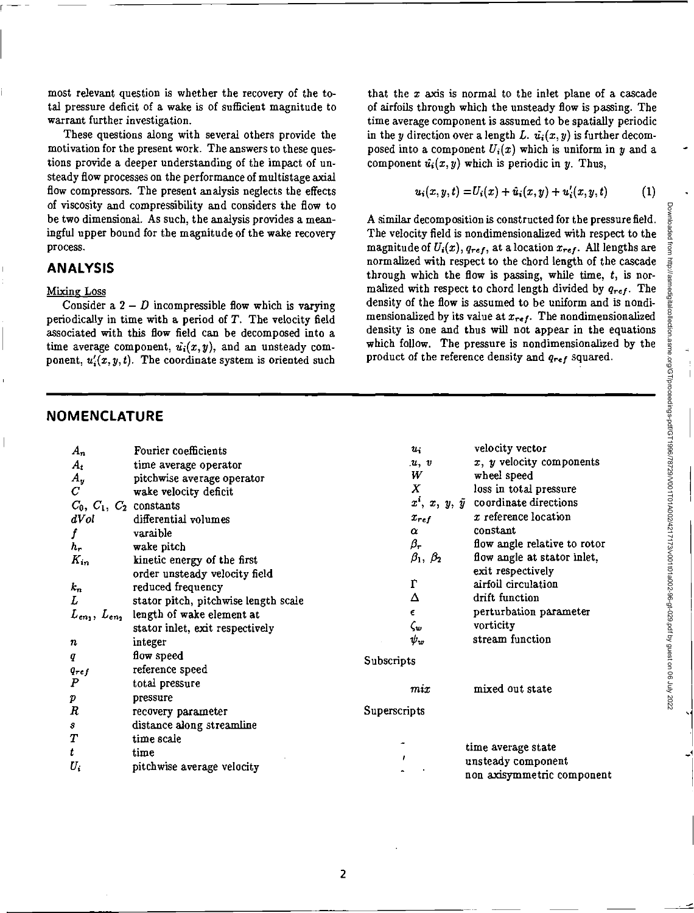most relevant question is whether the recovery of the total pressure deficit of a wake is of sufficient magnitude to warrant further investigation.

These questions along with several others provide the motivation for the present work. The answers to these questions provide a deeper understanding of the impact of unsteady flow processes on the performance of multistage axial flow compressors. The present analysis neglects the effects of viscosity and compressibility and considers the flow to be two dimensional. As such, the analysis provides a meaningful upper bound for the magnitude of the wake recovery process.

## ANALYSIS

### Mixing Loss

Consider a $2-D$ incompressible flow which is varying periodically in time with a period of $T$. The velocity field associated with this flow field can be decomposed into a time average component, $\bar{u_i}(x,y)$, and an unsteady component, $u_i'(x,y,t)$. The coordinate system is oriented such that the $x$ axis is normal to the inlet plane of a cascade of airfoils through which the unsteady flow is passing. The time average component is assumed to be spatially periodic in the $y$ direction over a length $L$. $\bar{u_i}(x,y)$ is further decomposed into a component $U_i(x)$ which is uniform in $y$ and a component $\hat{u_i}(x,y)$ which is periodic in $y$. Thus,

$$u_i(x,y,t) = U_i(x) + \hat{u}_i(x,y) + u_i'(x,y,t) \tag{1}$$

A similar decomposition is constructed for the pressure field. The velocity field is nondimensionalized with respect to the magnitude of $U_i(x)$, $q_{ref}$, at a location $x_{ref}$. All lengths are normalized with respect to the chord length of the cascade through which the flow is passing, while time, $t$, is normalized with respect to chord length divided by $q_{ref}$. The density of the flow is assumed to be uniform and is nondimensionalized by its value at $x_{ref}$. The nondimensionalized density is one and thus will not appear in the equations which follow. The pressure is nondimensionalized by the product of the reference density and $q_{ref}$ squared.

## NOMENCLATURE

| | |
|---|---|
| $A_n$ | Fourier coefficients |
| $A_t$ | time average operator |
| $A_y$ | pitchwise average operator |
| $C$ | wake velocity deficit |
| $C_0$, $C_1$, $C_2$ | constants |
| $dVol$ | differential volumes |
| $f$ | varaible |
| $h_r$ | wake pitch |
| $K_{in}$ | kinetic energy of the first order unsteady velocity field |
| $k_n$ | reduced frequency |
| $L$ | stator pitch, pitchwise length scale |
| $L_{en_1}$, $L_{en_2}$ | length of wake element at stator inlet, exit respectively |
| $n$ | integer |
| $q$ | flow speed |
| $q_{ref}$ | reference speed |
| $P$ | total pressure |
| $p$ | pressure |
| $R$ | recovery parameter |
| $s$ | distance along streamline |
| $T$ | time scale |
| $t$ | time |
| $U_i$ | pitchwise average velocity |
| $u_i$ | velocity vector |
| $u$, $v$ | $x$, $y$ velocity components |
| $W$ | wheel speed |
| $X$ | loss in total pressure |
| $x^i$, $x$, $y$, $\tilde{y}$ | coordinate directions |
| $x_{ref}$ | $x$ reference location |
| $\alpha$ | constant |
| $\beta_r$ | flow angle relative to rotor |
| $\beta_1$, $\beta_2$ | flow angle at stator inlet, exit respectively |
| $\Gamma$ | airfoil circulation |
| $\Delta$ | drift function |
| $\epsilon$ | perturbation parameter |
| $\zeta_w$ | vorticity |
| $\psi_w$ | stream function |

Subscripts

| | |
|---|---|
| $mix$ | mixed out state |

Superscripts

| | |
|---|---|
| $\bar{\ }$ | time average state |
| $'$ | unsteady component |
| $\hat{\ }$ | non axisymmetric component |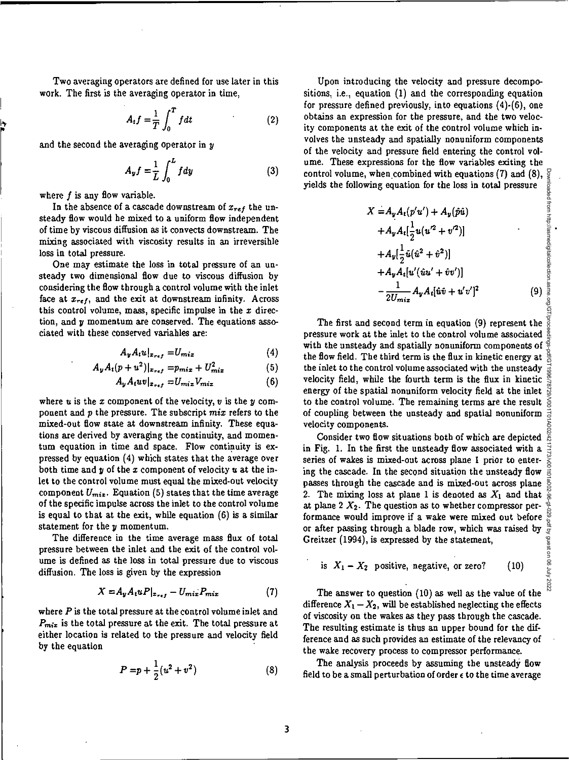Two averaging operators are defined for use later in this work. The first is the averaging operator in time,

$$A_t f = \frac{1}{T}\int_0^T f dt \tag{2}$$

and the second the averaging operator in $y$

$$A_y f = \frac{1}{L}\int_0^L f dy \tag{3}$$

where $f$ is any flow variable.

In the absence of a cascade downstream of $x_{ref}$ the unsteady flow would be mixed to a uniform flow independent of time by viscous diffusion as it convects downstream. The mixing associated with viscosity results in an irreversible loss in total pressure.

One may estimate the loss in total pressure of an unsteady two dimensional flow due to viscous diffusion by considering the flow through a control volume with the inlet face at $x_{ref}$, and the exit at downstream infinity. Across this control volume, mass, specific impulse in the $x$ direction, and $y$ momentum are conserved. The equations associated with these conserved variables are:

$$A_y A_t u|_{x_{ref}} = U_{mix} \tag{4}$$

$$A_y A_t (p + u^2)|_{x_{ref}} = p_{mix} + U_{mix}^2 \tag{5}$$

$$A_y A_t uv|_{x_{ref}} = U_{mix} V_{mix} \tag{6}$$

where $u$ is the $x$ component of the velocity, $v$ is the $y$ component and $p$ the pressure. The subscript $mix$ refers to the mixed-out flow state at downstream infinity. These equations are derived by averaging the continuity, and momentum equation in time and space. Flow continuity is expressed by equation (4) which states that the average over both time and $y$ of the $x$ component of velocity $u$ at the inlet to the control volume must equal the mixed-out velocity component $U_{mix}$. Equation (5) states that the time average of the specific impulse across the inlet to the control volume is equal to that at the exit, while equation (6) is a similar statement for the $y$ momentum.

The difference in the time average mass flux of total pressure between the inlet and the exit of the control volume is defined as the loss in total pressure due to viscous diffusion. The loss is given by the expression

$$X = A_y A_t uP|_{x_{ref}} - U_{mix} P_{mix} \tag{7}$$

where $P$ is the total pressure at the control volume inlet and $P_{mix}$ is the total pressure at the exit. The total pressure at either location is related to the pressure and velocity field by the equation

$$P = p + \frac{1}{2}(u^2 + v^2) \tag{8}$$

Upon introducing the velocity and pressure decompositions, i.e., equation (1) and the corresponding equation for pressure defined previously, into equations (4)-(6), one obtains an expression for the pressure, and the two velocity components at the exit of the control volume which involves the unsteady and spatially nonuniform components of the velocity and pressure field entering the control volume. These expressions for the flow variables exiting the control volume, when combined with equations (7) and (8), yields the following equation for the loss in total pressure

$$\begin{aligned}
X = & A_y A_t(p'u') + A_y(\hat{p}\hat{u}) \\
& + A_y A_t[\frac{1}{2}u(u'^2 + v'^2)] \\
& + A_y[\frac{1}{2}\bar{u}(\hat{u}^2 + \hat{v}^2)] \\
& + A_y A_t[u'(\hat{u}u' + \hat{v}v')] \\
& - \frac{1}{2U_{mix}} A_y A_t[\hat{u}\hat{v} + u'v']^2
\end{aligned} \tag{9}$$

The first and second term in equation (9) represent the pressure work at the inlet to the control volume associated with the unsteady and spatially nonuniform components of the flow field. The third term is the flux in kinetic energy at the inlet to the control volume associated with the unsteady velocity field, while the fourth term is the flux in kinetic energy of the spatial nonuniform velocity field at the inlet to the control volume. The remaining terms are the result of coupling between the unsteady and spatial nonuniform velocity components.

Consider two flow situations both of which are depicted in Fig. 1. In the first the unsteady flow associated with a series of wakes is mixed-out across plane 1 prior to entering the cascade. In the second situation the unsteady flow passes through the cascade and is mixed-out across plane 2. The mixing loss at plane 1 is denoted as $X_1$ and that at plane 2 $X_2$. The question as to whether compressor performance would improve if a wake were mixed out before or after passing through a blade row, which was raised by Greitzer (1994), is expressed by the statement,

$$\text{is } X_1 - X_2 \text{ positive, negative, or zero?} \tag{10}$$

The answer to question (10) as well as the value of the difference $X_1 - X_2$, will be established neglecting the effects of viscosity on the wakes as they pass through the cascade. The resulting estimate is thus an upper bound for the difference and as such provides an estimate of the relevancy of the wake recovery process to compressor performance.

The analysis proceeds by assuming the unsteady flow field to be a small perturbation of order $\epsilon$ to the time average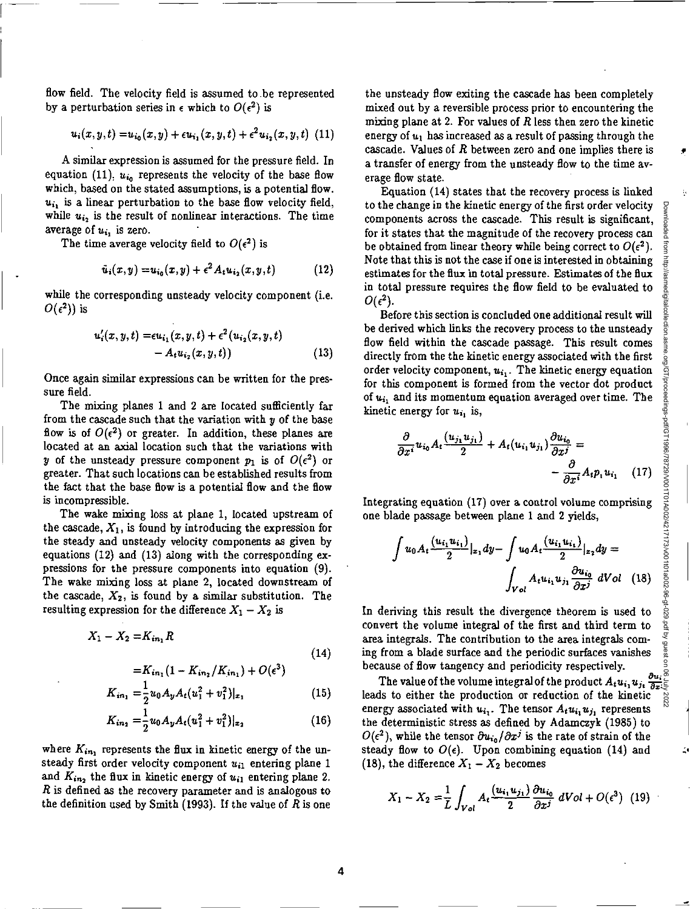flow field. The velocity field is assumed to be represented by a perturbation series in $\epsilon$ which to $O(\epsilon^2)$ is

$$u_i(x,y,t) = u_{i_0}(x,y) + \epsilon u_{i_1}(x,y,t) + \epsilon^2 u_{i_2}(x,y,t) \quad (11)$$

A similar expression is assumed for the pressure field. In equation (11), $u_{i_0}$ represents the velocity of the base flow which, based on the stated assumptions, is a potential flow. $u_{i_1}$ is a linear perturbation to the base flow velocity field, while $u_{i_2}$ is the result of nonlinear interactions. The time average of $u_{i_1}$ is zero.

The time average velocity field to $O(\epsilon^2)$ is

$$\bar{u}_i(x,y) = u_{i_0}(x,y) + \epsilon^2 A_t u_{i_2}(x,y,t) \quad (12)$$

while the corresponding unsteady velocity component (i.e. $O(\epsilon^2)$) is

$$u_i'(x,y,t) = \epsilon u_{i_1}(x,y,t) + \epsilon^2 (u_{i_2}(x,y,t) - A_t u_{i_2}(x,y,t)) \quad (13)$$

Once again similar expressions can be written for the pressure field.

The mixing planes 1 and 2 are located sufficiently far from the cascade such that the variation with $y$ of the base flow is of $O(\epsilon^2)$ or greater. In addition, these planes are located at an axial location such that the variations with $y$ of the unsteady pressure component $p_1$ is of $O(\epsilon^2)$ or greater. That such locations can be established results from the fact that the base flow is a potential flow and the flow is incompressible.

The wake mixing loss at plane 1, located upstream of the cascade, $X_1$, is found by introducing the expression for the steady and unsteady velocity components as given by equations (12) and (13) along with the corresponding expressions for the pressure components into equation (9). The wake mixing loss at plane 2, located downstream of the cascade, $X_2$, is found by a similar substitution. The resulting expression for the difference $X_1 - X_2$ is

$$X_1 - X_2 = K_{in_1} R$$
$$= K_{in_1}(1 - K_{in_2}/K_{in_1}) + O(\epsilon^3) \quad (14)$$

$$K_{in_1} = \frac{1}{2} u_0 A_y A_t (u_1^2 + v_1^2)|_{x_1} \quad (15)$$

$$K_{in_2} = \frac{1}{2} u_0 A_y A_t (u_1^2 + v_1^2)|_{x_2} \quad (16)$$

where $K_{in_1}$ represents the flux in kinetic energy of the unsteady first order velocity component $u_{i1}$ entering plane 1 and $K_{in_2}$ the flux in kinetic energy of $u_{i1}$ entering plane 2. $R$ is defined as the recovery parameter and is analogous to the definition used by Smith (1993). If the value of $R$ is one the unsteady flow exiting the cascade has been completely mixed out by a reversible process prior to encountering the mixing plane at 2. For values of $R$ less then zero the kinetic energy of $u_1$ has increased as a result of passing through the cascade. Values of $R$ between zero and one implies there is a transfer of energy from the unsteady flow to the time average flow state.

Equation (14) states that the recovery process is linked to the change in the kinetic energy of the first order velocity components across the cascade. This result is significant, for it states that the magnitude of the recovery process can be obtained from linear theory while being correct to $O(\epsilon^2)$. Note that this is not the case if one is interested in obtaining estimates for the flux in total pressure. Estimates of the flux in total pressure requires the flow field to be evaluated to $O(\epsilon^2)$.

Before this section is concluded one additional result will be derived which links the recovery process to the unsteady flow field within the cascade passage. This result comes directly from the the kinetic energy associated with the first order velocity component, $u_{i_1}$. The kinetic energy equation for this component is formed from the vector dot product of $u_{i_1}$ and its momentum equation averaged over time. The kinetic energy for $u_{i_1}$ is,

$$\frac{\partial}{\partial x^i} u_{i_0} A_t \frac{(u_{j_1} u_{j_1})}{2} + A_t (u_{i_1} u_{j_1}) \frac{\partial u_{i_0}}{\partial x^j} = - \frac{\partial}{\partial x^i} A_t p_1 u_{i_1} \quad (17)$$

Integrating equation (17) over a control volume comprising one blade passage between plane 1 and 2 yields,

$$\int u_0 A_t \frac{(u_{i_1} u_{i_1})}{2}|_{x_1} dy - \int u_0 A_t \frac{(u_{i_1} u_{i_1})}{2}|_{x_2} dy = \int_{Vol} A_t u_{i_1} u_{j_1} \frac{\partial u_{i_0}}{\partial x^j} \, dVol \quad (18)$$

In deriving this result the divergence theorem is used to convert the volume integral of the first and third term to area integrals. The contribution to the area integrals coming from a blade surface and the periodic surfaces vanishes because of flow tangency and periodicity respectively.

The value of the volume integral of the product $A_t u_{i_1} u_{j_1} \frac{\partial u_i}{\partial x^j}$ leads to either the production or reduction of the kinetic energy associated with $u_{i_1}$. The tensor $A_t u_{i_1} u_{j_1}$ represents the deterministic stress as defined by Adamczyk (1985) to $O(\epsilon^2)$, while the tensor $\partial u_{i_0}/\partial x^j$ is the rate of strain of the steady flow to $O(\epsilon)$. Upon combining equation (14) and (18), the difference $X_1 - X_2$ becomes

$$X_1 - X_2 = \frac{1}{L} \int_{Vol} A_t \frac{(u_{i_1} u_{j_1})}{2} \frac{\partial u_{i_0}}{\partial x^j} \, dVol + O(\epsilon^3) \quad (19)$$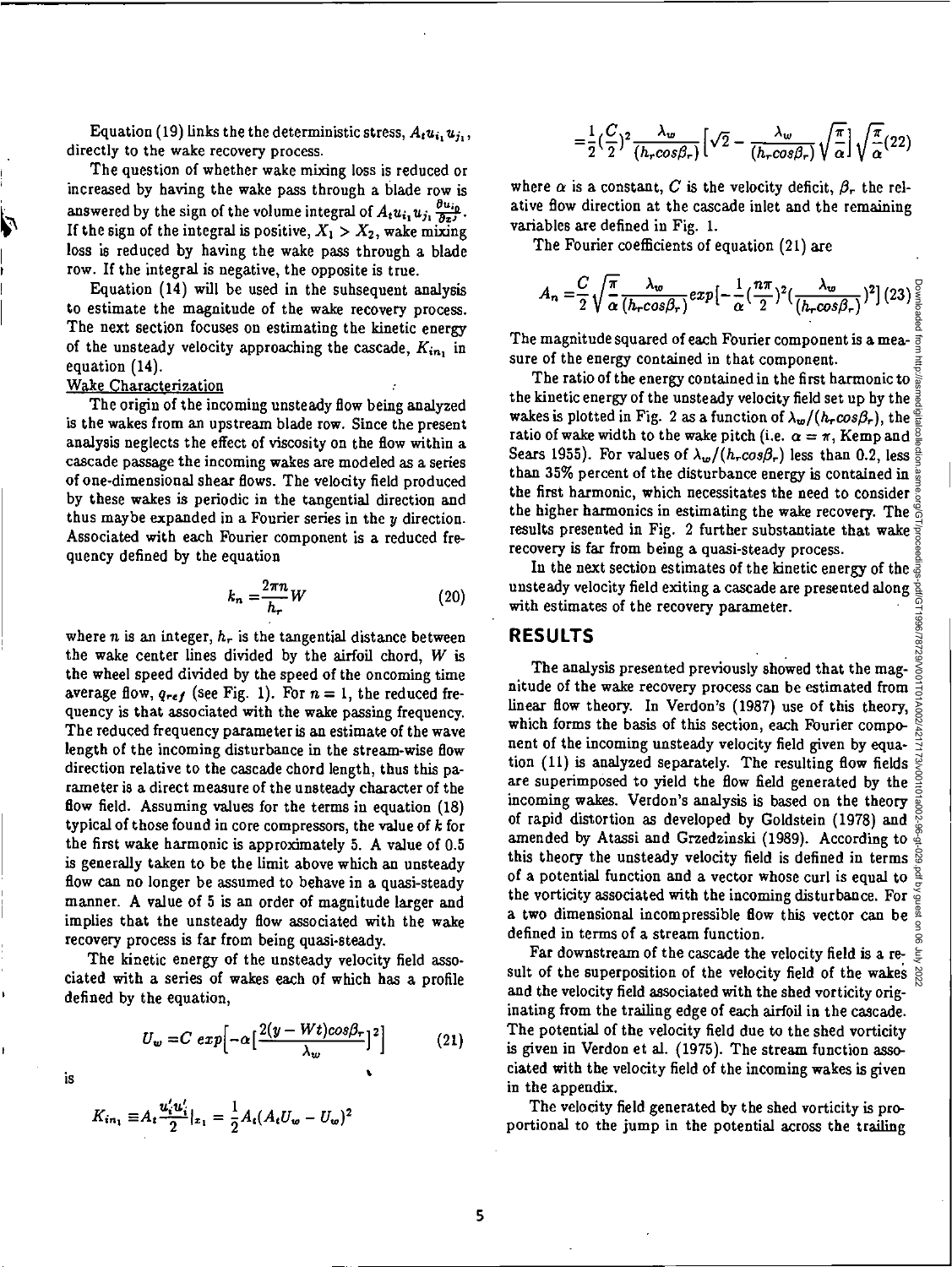Equation (19) links the the deterministic stress, $A_t u_{i_1} u_{j_1}$, directly to the wake recovery process.

The question of whether wake mixing loss is reduced or increased by having the wake pass through a blade row is answered by the sign of the volume integral of $A_t u_{i_1} u_{j_1} \frac{\partial u_{i_0}}{\partial x^j}$. If the sign of the integral is positive, $X_1 > X_2$, wake mixing loss is reduced by having the wake pass through a blade row. If the integral is negative, the opposite is true.

Equation (14) will be used in the subsequent analysis to estimate the magnitude of the wake recovery process. The next section focuses on estimating the kinetic energy of the unsteady velocity approaching the cascade, $K_{in_1}$ in equation (14).

<u>Wake Characterization</u>

The origin of the incoming unsteady flow being analyzed is the wakes from an upstream blade row. Since the present analysis neglects the effect of viscosity on the flow within a cascade passage the incoming wakes are modeled as a series of one-dimensional shear flows. The velocity field produced by these wakes is periodic in the tangential direction and thus maybe expanded in a Fourier series in the $y$ direction. Associated with each Fourier component is a reduced frequency defined by the equation

$$k_n = \frac{2\pi n}{h_r} W \tag{20}$$

where $n$ is an integer, $h_r$ is the tangential distance between the wake center lines divided by the airfoil chord, $W$ is the wheel speed divided by the speed of the oncoming time average flow, $q_{ref}$ (see Fig. 1). For $n = 1$, the reduced frequency is that associated with the wake passing frequency. The reduced frequency parameter is an estimate of the wave length of the incoming disturbance in the stream-wise flow direction relative to the cascade chord length, thus this parameter is a direct measure of the unsteady character of the flow field. Assuming values for the terms in equation (18) typical of those found in core compressors, the value of $k$ for the first wake harmonic is approximately 5. A value of 0.5 is generally taken to be the limit above which an unsteady flow can no longer be assumed to behave in a quasi-steady manner. A value of 5 is an order of magnitude larger and implies that the unsteady flow associated with the wake recovery process is far from being quasi-steady.

The kinetic energy of the unsteady velocity field associated with a series of wakes each of which has a profile defined by the equation,

$$U_w = C \, exp\Big[-\alpha\big[\frac{2(y - Wt)cos\beta_r}{\lambda_w}\big]^2\Big] \tag{21}$$

is

$$K_{in_1} \equiv A_t \frac{u_i' u_i'}{2}\Big|_{x_1} = \frac{1}{2} A_t (A_t U_w - U_w)^2$$

$$= \frac{1}{2}\Big(\frac{C}{2}\Big)^2 \frac{\lambda_w}{(h_r cos\beta_r)}\Big[\sqrt{2} - \frac{\lambda_w}{(h_r cos\beta_r)}\sqrt{\frac{\pi}{\alpha}}\Big]\sqrt{\frac{\pi}{\alpha}} \tag{22}$$

where $\alpha$ is a constant, $C$ is the velocity deficit, $\beta_r$ the relative flow direction at the cascade inlet and the remaining variables are defined in Fig. 1.

The Fourier coefficients of equation (21) are

$$A_n = \frac{C}{2}\sqrt{\frac{\pi}{\alpha}} \frac{\lambda_w}{(h_r cos\beta_r)} exp\Big[-\frac{1}{\alpha}\big(\frac{n\pi}{2}\big)^2\big(\frac{\lambda_w}{(h_r cos\beta_r)}\big)^2\Big] \tag{23}$$

The magnitude squared of each Fourier component is a measure of the energy contained in that component.

The ratio of the energy contained in the first harmonic to the kinetic energy of the unsteady velocity field set up by the wakes is plotted in Fig. 2 as a function of $\lambda_w/(h_r cos\beta_r)$, the ratio of wake width to the wake pitch (i.e. $\alpha = \pi$, Kemp and Sears 1955). For values of $\lambda_w/(h_r cos\beta_r)$ less than 0.2, less than 35% percent of the disturbance energy is contained in the first harmonic, which necessitates the need to consider the higher harmonics in estimating the wake recovery. The results presented in Fig. 2 further substantiate that wake recovery is far from being a quasi-steady process.

In the next section estimates of the kinetic energy of the unsteady velocity field exiting a cascade are presented along with estimates of the recovery parameter.

## RESULTS

The analysis presented previously showed that the magnitude of the wake recovery process can be estimated from linear flow theory. In Verdon's (1987) use of this theory, which forms the basis of this section, each Fourier component of the incoming unsteady velocity field given by equation (11) is analyzed separately. The resulting flow fields are superimposed to yield the flow field generated by the incoming wakes. Verdon's analysis is based on the theory of rapid distortion as developed by Goldstein (1978) and amended by Atassi and Grzedzinski (1989). According to this theory the unsteady velocity field is defined in terms of a potential function and a vector whose curl is equal to the vorticity associated with the incoming disturbance. For a two dimensional incompressible flow this vector can be defined in terms of a stream function.

Far downstream of the cascade the velocity field is a result of the superposition of the velocity field of the wakes and the velocity field associated with the shed vorticity originating from the trailing edge of each airfoil in the cascade. The potential of the velocity field due to the shed vorticity is given in Verdon et al. (1975). The stream function associated with the velocity field of the incoming wakes is given in the appendix.

The velocity field generated by the shed vorticity is proportional to the jump in the potential across the trailing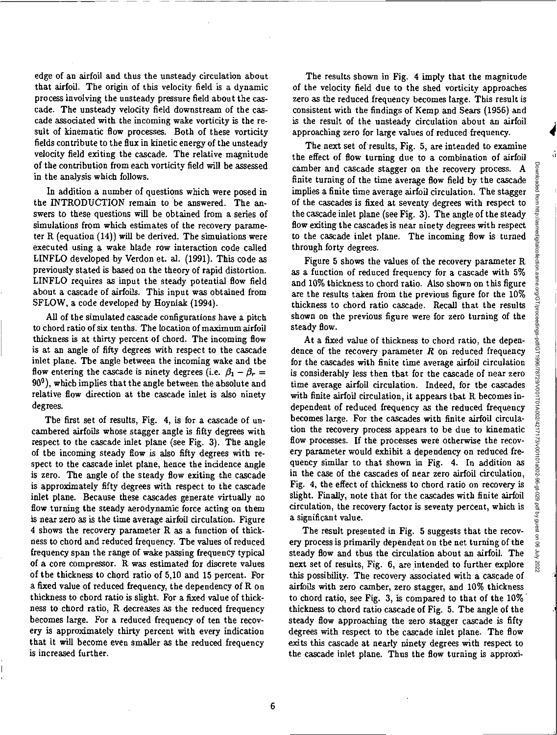edge of an airfoil and thus the unsteady circulation about that airfoil. The origin of this velocity field is a dynamic process involving the unsteady pressure field about the cascade. The unsteady velocity field downstream of the cascade associated with the incoming wake vorticity is the result of kinematic flow processes. Both of these vorticity fields contribute to the flux in kinetic energy of the unsteady velocity field exiting the cascade. The relative magnitude of the contribution from each vorticity field will be assessed in the analysis which follows.

In addition a number of questions which were posed in the INTRODUCTION remain to be answered. The answers to these questions will be obtained from a series of simulations from which estimates of the recovery parameter R (equation (14)) will be derived. The simulations were executed using a wake blade row interaction code called LINFLO developed by Verdon et. al. (1991). This code as previously stated is based on the theory of rapid distortion. LINFLO requires as input the steady potential flow field about a cascade of airfoils. This input was obtained from SFLOW, a code developed by Hoyniak (1994).

All of the simulated cascade configurations have a pitch to chord ratio of six tenths. The location of maximum airfoil thickness is at thirty percent of chord. The incoming flow is at an angle of fifty degrees with respect to the cascade inlet plane. The angle between the incoming wake and the flow entering the cascade is ninety degrees (i.e. $\beta_1 - \beta_r = 90^0$), which implies that the angle between the absolute and relative flow direction at the cascade inlet is also ninety degrees.

The first set of results, Fig. 4, is for a cascade of uncambered airfoils whose stagger angle is fifty degrees with respect to the cascade inlet plane (see Fig. 3). The angle of the incoming steady flow is also fifty degrees with respect to the cascade inlet plane, hence the incidence angle is zero. The angle of the steady flow exiting the cascade is approximately fifty degrees with respect to the cascade inlet plane. Because these cascades generate virtually no flow turning the steady aerodynamic force acting on them is near zero as is the time average airfoil circulation. Figure 4 shows the recovery parameter R as a function of thickness to chord and reduced frequency. The values of reduced frequency span the range of wake passing frequency typical of a core compressor. R was estimated for discrete values of the thickness to chord ratio of 5,10 and 15 percent. For a fixed value of reduced frequency, the dependency of R on thickness to chord ratio is slight. For a fixed value of thickness to chord ratio, R decreases as the reduced frequency becomes large. For a reduced frequency of ten the recovery is approximately thirty percent with every indication that it will become even smaller as the reduced frequency is increased further.

The results shown in Fig. 4 imply that the magnitude of the velocity field due to the shed vorticity approaches zero as the reduced frequency becomes large. This result is consistent with the findings of Kemp and Sears (1956) and is the result of the unsteady circulation about an airfoil approaching zero for large values of reduced frequency.

The next set of results, Fig. 5, are intended to examine the effect of flow turning due to a combination of airfoil camber and cascade stagger on the recovery process. A finite turning of the time average flow field by the cascade implies a finite time average airfoil circulation. The stagger of the cascades is fixed at seventy degrees with respect to the cascade inlet plane (see Fig. 3). The angle of the steady flow exiting the cascades is near ninety degrees with respect to the cascade inlet plane. The incoming flow is turned through forty degrees.

Figure 5 shows the values of the recovery parameter R as a function of reduced frequency for a cascade with 5% and 10% thickness to chord ratio. Also shown on this figure are the results taken from the previous figure for the 10% thickness to chord ratio cascade. Recall that the results shown on the previous figure were for zero turning of the steady flow.

At a fixed value of thickness to chord ratio, the dependence of the recovery parameter $R$ on reduced frequency for the cascades with finite time average airfoil circulation is considerably less then that for the cascade of near zero time average airfoil circulation. Indeed, for the cascades with finite airfoil circulation, it appears that R becomes independent of reduced frequency as the reduced frequency becomes large. For the cascades with finite airfoil circulation the recovery process appears to be due to kinematic flow processes. If the processes were otherwise the recovery parameter would exhibit a dependency on reduced frequency similar to that shown in Fig. 4. In addition as in the case of the cascades of near zero airfoil circulation, Fig. 4, the effect of thickness to chord ratio on recovery is slight. Finally, note that for the cascades with finite airfoil circulation, the recovery factor is seventy percent, which is a significant value.

The result presented in Fig. 5 suggests that the recovery process is primarily dependent on the net turning of the steady flow and thus the circulation about an airfoil. The next set of results, Fig. 6, are intended to further explore this possibility. The recovery associated with a cascade of airfoils with zero camber, zero stagger, and 10% thickness to chord ratio, see Fig. 3, is compared to that of the 10% thickness to chord ratio cascade of Fig. 5. The angle of the steady flow approaching the zero stagger cascade is fifty degrees with respect to the cascade inlet plane. The flow exits this cascade at nearly ninety degrees with respect to the cascade inlet plane. Thus the flow turning is approxi-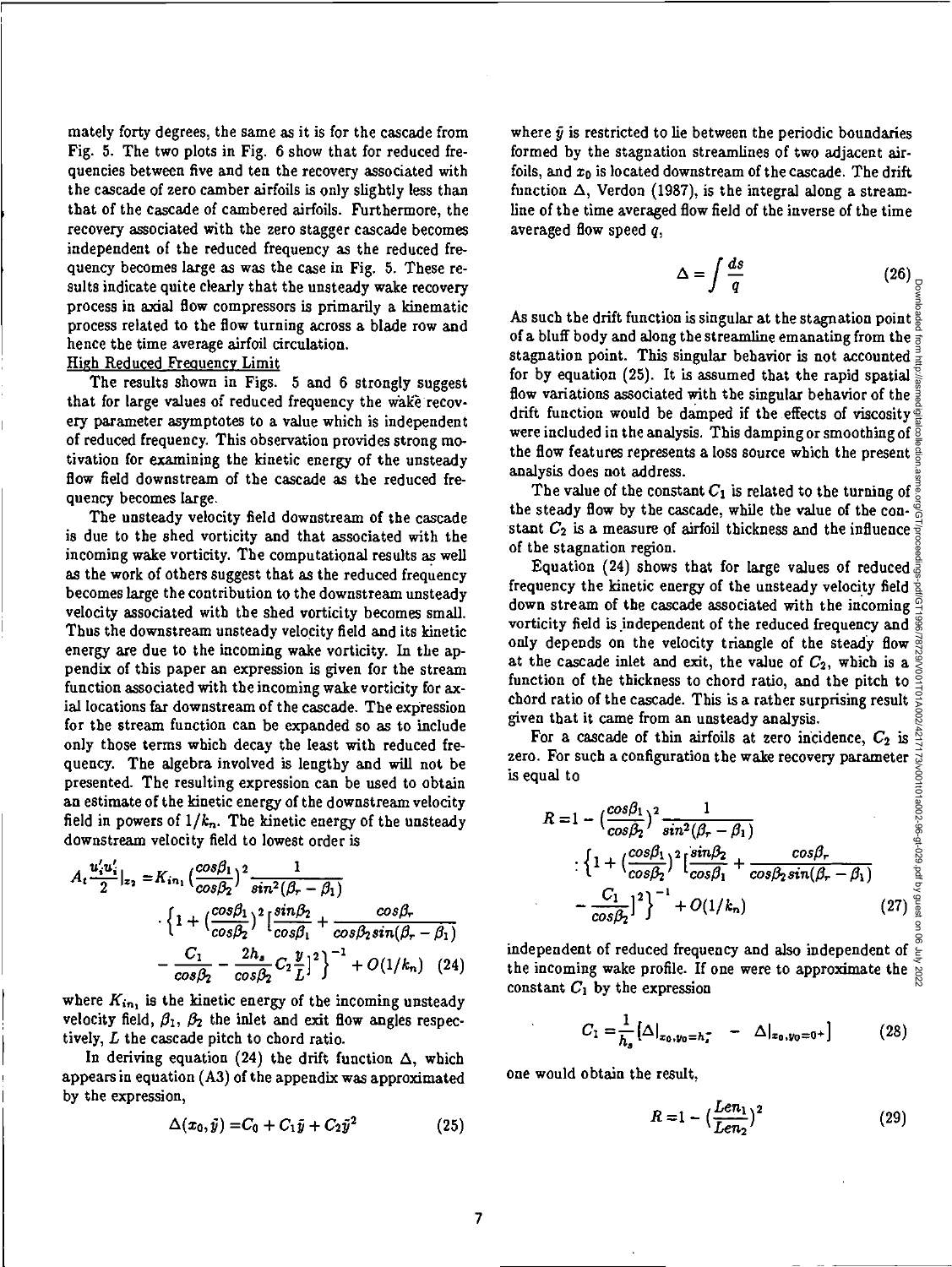mately forty degrees, the same as it is for the cascade from Fig. 5. The two plots in Fig. 6 show that for reduced frequencies between five and ten the recovery associated with the cascade of zero camber airfoils is only slightly less than that of the cascade of cambered airfoils. Furthermore, the recovery associated with the zero stagger cascade becomes independent of the reduced frequency as the reduced frequency becomes large as was the case in Fig. 5. These results indicate quite clearly that the unsteady wake recovery process in axial flow compressors is primarily a kinematic process related to the flow turning across a blade row and hence the time average airfoil circulation.

<u>High Reduced Frequency Limit</u>

The results shown in Figs. 5 and 6 strongly suggest that for large values of reduced frequency the wake recovery parameter asymptotes to a value which is independent of reduced frequency. This observation provides strong motivation for examining the kinetic energy of the unsteady flow field downstream of the cascade as the reduced frequency becomes large.

The unsteady velocity field downstream of the cascade is due to the shed vorticity and that associated with the incoming wake vorticity. The computational results as well as the work of others suggest that as the reduced frequency becomes large the contribution to the downstream unsteady velocity associated with the shed vorticity becomes small. Thus the downstream unsteady velocity field and its kinetic energy are due to the incoming wake vorticity. In the appendix of this paper an expression is given for the stream function associated with the incoming wake vorticity for axial locations far downstream of the cascade. The expression for the stream function can be expanded so as to include only those terms which decay the least with reduced frequency. The algebra involved is lengthy and will not be presented. The resulting expression can be used to obtain an estimate of the kinetic energy of the downstream velocity field in powers of $1/k_n$. The kinetic energy of the unsteady downstream velocity field to lowest order is

$$A_t \frac{u_i' u_i'}{2}\Big|_{x_2} = K_{in_1} \left(\frac{\cos\beta_1}{\cos\beta_2}\right)^2 \frac{1}{\sin^2(\beta_r - \beta_1)} \cdot \left\{1 + \left(\frac{\cos\beta_1}{\cos\beta_2}\right)^2 \left[\frac{\sin\beta_2}{\cos\beta_1} + \frac{\cos\beta_r}{\cos\beta_2 \sin(\beta_r - \beta_1)} - \frac{C_1}{\cos\beta_2} - \frac{2h_s}{\cos\beta_2} C_2 \frac{y}{L}\right]^2\right\}^{-1} + O(1/k_n) \quad (24)$$

where $K_{in_1}$ is the kinetic energy of the incoming unsteady velocity field, $\beta_1$, $\beta_2$ the inlet and exit flow angles respectively, $L$ the cascade pitch to chord ratio.

In deriving equation (24) the drift function $\Delta$, which appears in equation (A3) of the appendix was approximated by the expression,

$$\Delta(x_0, \tilde{y}) = C_0 + C_1 \tilde{y} + C_2 \tilde{y}^2 \quad (25)$$

where $\tilde{y}$ is restricted to lie between the periodic boundaries formed by the stagnation streamlines of two adjacent airfoils, and $x_0$ is located downstream of the cascade. The drift function $\Delta$, Verdon (1987), is the integral along a streamline of the time averaged flow field of the inverse of the time averaged flow speed $q$,

$$\Delta = \int \frac{ds}{q} \quad (26)$$

As such the drift function is singular at the stagnation point of a bluff body and along the streamline emanating from the stagnation point. This singular behavior is not accounted for by equation (25). It is assumed that the rapid spatial flow variations associated with the singular behavior of the drift function would be damped if the effects of viscosity were included in the analysis. This damping or smoothing of the flow features represents a loss source which the present analysis does not address.

The value of the constant $C_1$ is related to the turning of the steady flow by the cascade, while the value of the constant $C_2$ is a measure of airfoil thickness and the influence of the stagnation region.

Equation (24) shows that for large values of reduced frequency the kinetic energy of the unsteady velocity field down stream of the cascade associated with the incoming vorticity field is independent of the reduced frequency and only depends on the velocity triangle of the steady flow at the cascade inlet and exit, the value of $C_2$, which is a function of the thickness to chord ratio, and the pitch to chord ratio of the cascade. This is a rather surprising result given that it came from an unsteady analysis.

For a cascade of thin airfoils at zero incidence, $C_2$ is zero. For such a configuration the wake recovery parameter is equal to

$$R = 1 - \left(\frac{\cos\beta_1}{\cos\beta_2}\right)^2 \frac{1}{\sin^2(\beta_r - \beta_1)} \cdot \left\{1 + \left(\frac{\cos\beta_1}{\cos\beta_2}\right)^2 \left[\frac{\sin\beta_2}{\cos\beta_1} + \frac{\cos\beta_r}{\cos\beta_2 \sin(\beta_r - \beta_1)} - \frac{C_1}{\cos\beta_2}\right]^2\right\}^{-1} + O(1/k_n) \quad (27)$$

independent of reduced frequency and also independent of the incoming wake profile. If one were to approximate the constant $C_1$ by the expression

$$C_1 = \frac{1}{h_s}\left[\Delta|_{x_0, y_0 = h_s^-} - \Delta|_{x_0, y_0 = 0^+}\right] \quad (28)$$

one would obtain the result,

$$R = 1 - \left(\frac{Len_1}{Len_2}\right)^2 \quad (29)$$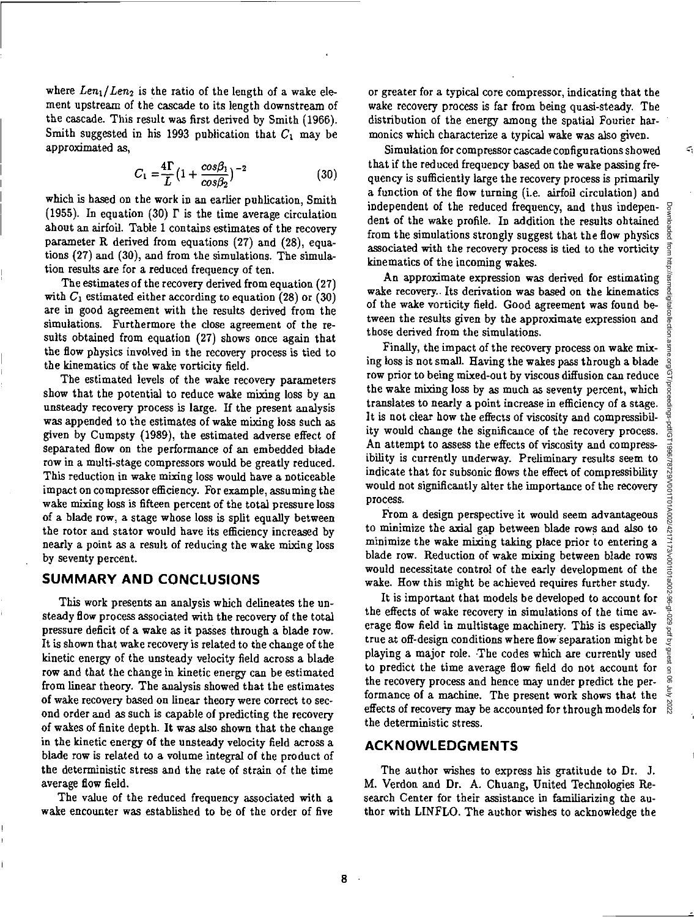where $Len_1/Len_2$ is the ratio of the length of a wake element upstream of the cascade to its length downstream of the cascade. This result was first derived by Smith (1966). Smith suggested in his 1993 publication that $C_1$ may be approximated as,

$$C_1 = \frac{4\Gamma}{L}\left(1 + \frac{cos\beta_1}{cos\beta_2}\right)^{-2} \tag{30}$$

which is based on the work in an earlier publication, Smith (1955). In equation (30) $\Gamma$ is the time average circulation about an airfoil. Table 1 contains estimates of the recovery parameter R derived from equations (27) and (28), equations (27) and (30), and from the simulations. The simulation results are for a reduced frequency of ten.

The estimates of the recovery derived from equation (27) with $C_1$ estimated either according to equation (28) or (30) are in good agreement with the results derived from the simulations. Furthermore the close agreement of the results obtained from equation (27) shows once again that the flow physics involved in the recovery process is tied to the kinematics of the wake vorticity field.

The estimated levels of the wake recovery parameters show that the potential to reduce wake mixing loss by an unsteady recovery process is large. If the present analysis was appended to the estimates of wake mixing loss such as given by Cumpsty (1989), the estimated adverse effect of separated flow on the performance of an embedded blade row in a multi-stage compressors would be greatly reduced. This reduction in wake mixing loss would have a noticeable impact on compressor efficiency. For example, assuming the wake mixing loss is fifteen percent of the total pressure loss of a blade row, a stage whose loss is split equally between the rotor and stator would have its efficiency increased by nearly a point as a result of reducing the wake mixing loss by seventy percent.

## SUMMARY AND CONCLUSIONS

This work presents an analysis which delineates the unsteady flow process associated with the recovery of the total pressure deficit of a wake as it passes through a blade row. It is shown that wake recovery is related to the change of the kinetic energy of the unsteady velocity field across a blade row and that the change in kinetic energy can be estimated from linear theory. The analysis showed that the estimates of wake recovery based on linear theory were correct to second order and as such is capable of predicting the recovery of wakes of finite depth. It was also shown that the change in the kinetic energy of the unsteady velocity field across a blade row is related to a volume integral of the product of the deterministic stress and the rate of strain of the time average flow field.

The value of the reduced frequency associated with a wake encounter was established to be of the order of five or greater for a typical core compressor, indicating that the wake recovery process is far from being quasi-steady. The distribution of the energy among the spatial Fourier harmonics which characterize a typical wake was also given.

Simulation for compressor cascade configurations showed that if the reduced frequency based on the wake passing frequency is sufficiently large the recovery process is primarily a function of the flow turning (i.e. airfoil circulation) and independent of the reduced frequency, and thus independent of the wake profile. In addition the results obtained from the simulations strongly suggest that the flow physics associated with the recovery process is tied to the vorticity kinematics of the incoming wakes.

An approximate expression was derived for estimating wake recovery. Its derivation was based on the kinematics of the wake vorticity field. Good agreement was found between the results given by the approximate expression and those derived from the simulations.

Finally, the impact of the recovery process on wake mixing loss is not small. Having the wakes pass through a blade row prior to being mixed-out by viscous diffusion can reduce the wake mixing loss by as much as seventy percent, which translates to nearly a point increase in efficiency of a stage. It is not clear how the effects of viscosity and compressibility would change the significance of the recovery process. An attempt to assess the effects of viscosity and compressibility is currently underway. Preliminary results seem to indicate that for subsonic flows the effect of compressibility would not significantly alter the importance of the recovery process.

From a design perspective it would seem advantageous to minimize the axial gap between blade rows and also to minimize the wake mixing taking place prior to entering a blade row. Reduction of wake mixing between blade rows would necessitate control of the early development of the wake. How this might be achieved requires further study.

It is important that models be developed to account for the effects of wake recovery in simulations of the time average flow field in multistage machinery. This is especially true at off-design conditions where flow separation might be playing a major role. The codes which are currently used to predict the time average flow field do not account for the recovery process and hence may under predict the performance of a machine. The present work shows that the effects of recovery may be accounted for through models for the deterministic stress.

## ACKNOWLEDGMENTS

The author wishes to express his gratitude to Dr. J. M. Verdon and Dr. A. Chuang, United Technologies Research Center for their assistance in familiarizing the author with LINFLO. The author wishes to acknowledge the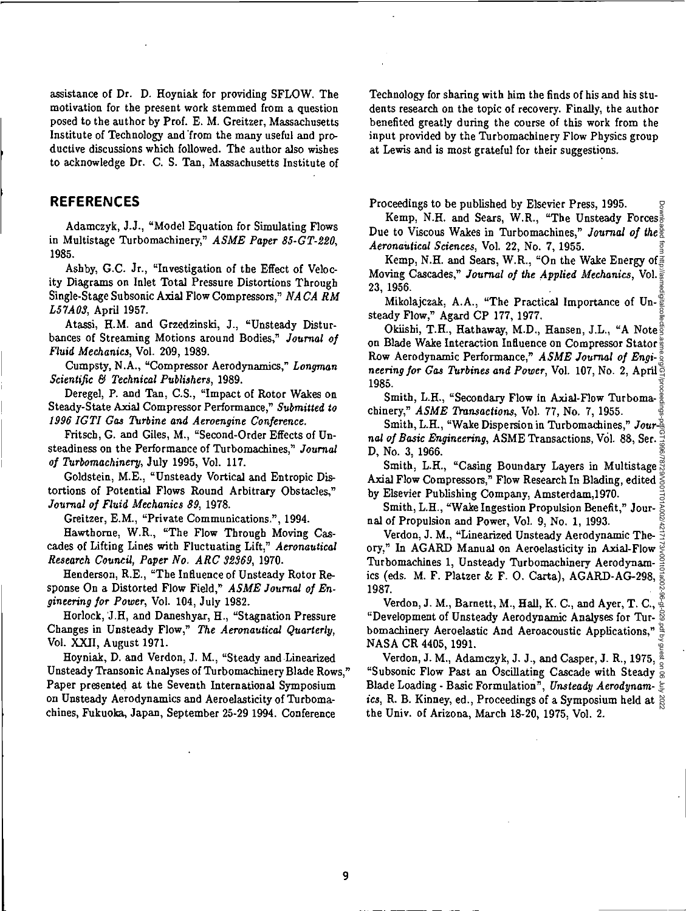assistance of Dr. D. Hoyniak for providing SFLOW. The motivation for the present work stemmed from a question posed to the author by Prof. E. M. Greitzer, Massachusetts Institute of Technology and from the many useful and productive discussions which followed. The author also wishes to acknowledge Dr. C. S. Tan, Massachusetts Institute of Technology for sharing with him the finds of his and his students research on the topic of recovery. Finally, the author benefited greatly during the course of this work from the input provided by the Turbomachinery Flow Physics group at Lewis and is most grateful for their suggestions.

## REFERENCES

Adamczyk, J.J., "Model Equation for Simulating Flows in Multistage Turbomachinery," *ASME Paper 85-GT-220*, 1985.

Ashby, G.C. Jr., "Investigation of the Effect of Velocity Diagrams on Inlet Total Pressure Distortions Through Single-Stage Subsonic Axial Flow Compressors," *NACA RM L57A03*, April 1957.

Atassi, H.M. and Grzedzinski, J., "Unsteady Disturbances of Streaming Motions around Bodies," *Journal of Fluid Mechanics*, Vol. 209, 1989.

Cumpsty, N.A., "Compressor Aerodynamics," *Longman Scientific & Technical Publishers*, 1989.

Deregel, P. and Tan, C.S., "Impact of Rotor Wakes on Steady-State Axial Compressor Performance," *Submitted to 1996 IGTI Gas Turbine and Aeroengine Conference.*

Fritsch, G. and Giles, M., "Second-Order Effects of Unsteadiness on the Performance of Turbomachines," *Journal of Turbomachinery*, July 1995, Vol. 117.

Goldstein, M.E., "Unsteady Vortical and Entropic Distortions of Potential Flows Round Arbitrary Obstacles," *Journal of Fluid Mechanics 89*, 1978.

Greitzer, E.M., "Private Communications.", 1994.

Hawthorne, W.R., "The Flow Through Moving Cascades of Lifting Lines with Fluctuating Lift," *Aeronautical Research Council, Paper No. ARC 32369*, 1970.

Henderson, R.E., "The Influence of Unsteady Rotor Response On a Distorted Flow Field," *ASME Journal of Engineering for Power*, Vol. 104, July 1982.

Horlock, J.H, and Daneshyar, H., "Stagnation Pressure Changes in Unsteady Flow," *The Aeronautical Quarterly*, Vol. XXII, August 1971.

Hoyniak, D. and Verdon, J. M., "Steady and Linearized Unsteady Transonic Analyses of Turbomachinery Blade Rows," Paper presented at the Seventh International Symposium on Unsteady Aerodynamics and Aeroelasticity of Turbomachines, Fukuoka, Japan, September 25-29 1994. Conference Proceedings to be published by Elsevier Press, 1995.

Kemp, N.H. and Sears, W.R., "The Unsteady Forces Due to Viscous Wakes in Turbomachines," *Journal of the Aeronautical Sciences*, Vol. 22, No. 7, 1955.

Kemp, N.H. and Sears, W.R., "On the Wake Energy of Moving Cascades," *Journal of the Applied Mechanics*, Vol. 23, 1956.

Mikolajczak, A.A., "The Practical Importance of Unsteady Flow," Agard CP 177, 1977.

Okiishi, T.H., Hathaway, M.D., Hansen, J.L., "A Note on Blade Wake Interaction Influence on Compressor Stator Row Aerodynamic Performance," *ASME Journal of Engineering for Gas Turbines and Power*, Vol. 107, No. 2, April 1985.

Smith, L.H., "Secondary Flow in Axial-Flow Turbomachinery," *ASME Transactions*, Vol. 77, No. 7, 1955.

Smith, L.H., "Wake Dispersion in Turbomachines," *Journal of Basic Engineering*, ASME Transactions, Vol. 88, Ser. D, No. 3, 1966.

Smith, L.H., "Casing Boundary Layers in Multistage Axial Flow Compressors," Flow Research In Blading, edited by Elsevier Publishing Company, Amsterdam,1970.

Smith, L.H., "Wake Ingestion Propulsion Benefit," Journal of Propulsion and Power, Vol. 9, No. 1, 1993.

Verdon, J. M., "Linearized Unsteady Aerodynamic Theory," In AGARD Manual on Aeroelasticity in Axial-Flow Turbomachines 1, Unsteady Turbomachinery Aerodynamics (eds. M. F. Platzer & F. O. Carta), AGARD-AG-298, 1987.

Verdon, J. M., Barnett, M., Hall, K. C., and Ayer, T. C., "Development of Unsteady Aerodynamic Analyses for Turbomachinery Aeroelastic And Aeroacoustic Applications," NASA CR 4405, 1991.

Verdon, J. M., Adamczyk, J. J., and Casper, J. R., 1975, "Subsonic Flow Past an Oscillating Cascade with Steady Blade Loading - Basic Formulation", *Unsteady Aerodynamics*, R. B. Kinney, ed., Proceedings of a Symposium held at the Univ. of Arizona, March 18-20, 1975, Vol. 2.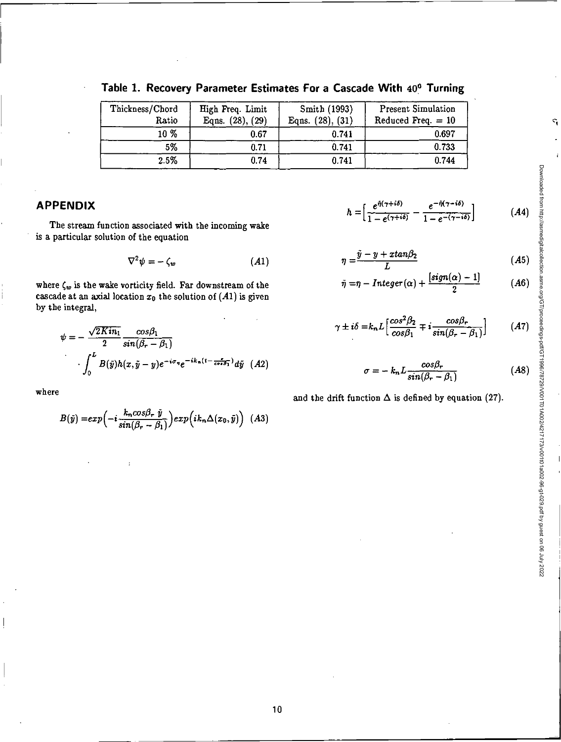**Table 1. Recovery Parameter Estimates For a Cascade With $40^0$ Turning**

| Thickness/Chord Ratio | High Freq. Limit Eqns. (28), (29) | Smith (1993) Eqns. (28), (31) | Present Simulation Reduced Freq. = 10 |
|---|---|---|---|
| 10 % | 0.67 | 0.741 | 0.697 |
| 5% | 0.71 | 0.741 | 0.733 |
| 2.5% | 0.74 | 0.741 | 0.744 |

## APPENDIX

The stream function associated with the incoming wake is a particular solution of the equation

$$\nabla^2 \psi = -\zeta_w \tag{A1}$$

where $\zeta_w$ is the wake vorticity field. Far downstream of the cascade at an axial location $x_0$ the solution of $(A1)$ is given by the integral,

$$\psi = -\frac{\sqrt{2K in_1}}{2}\frac{cos\beta_1}{sin(\beta_r - \beta_1)} \cdot \int_0^L B(\tilde{y})h(x, \tilde{y} - y)e^{-i\sigma_\eta}e^{-ik_n(t - \frac{x}{cos\beta_1})}d\tilde{y} \tag{A2}$$

where

$$B(\tilde{y}) = exp\Big(-i\frac{k_n cos\beta_r \,\tilde{y}}{sin(\beta_r - \beta_1)}\Big)exp\Big(ik_n\Delta(x_0, \tilde{y})\Big) \tag{A3}$$

$$h = \Big[\frac{e^{\bar{\eta}(\gamma + i\delta)}}{1 - e^{(\gamma + i\delta)}} - \frac{e^{-\bar{\eta}(\gamma - i\delta)}}{1 - e^{-(\gamma - i\delta)}}\Big] \tag{A4}$$

$$\eta = \frac{\tilde{y} - y + x tan\beta_2}{L} \tag{A5}$$

$$\bar{\eta} = \eta - Integer(\alpha) + \frac{[sign(\alpha) - 1]}{2} \tag{A6}$$

$$\gamma \pm i\delta = k_n L\Big[\frac{cos^2\beta_2}{cos\beta_1} \mp i\frac{cos\beta_r}{sin(\beta_r - \beta_1)}\Big] \tag{A7}$$

$$\sigma = -k_n L\frac{cos\beta_r}{sin(\beta_r - \beta_1)} \tag{A8}$$

and the drift function $\Delta$ is defined by equation (27).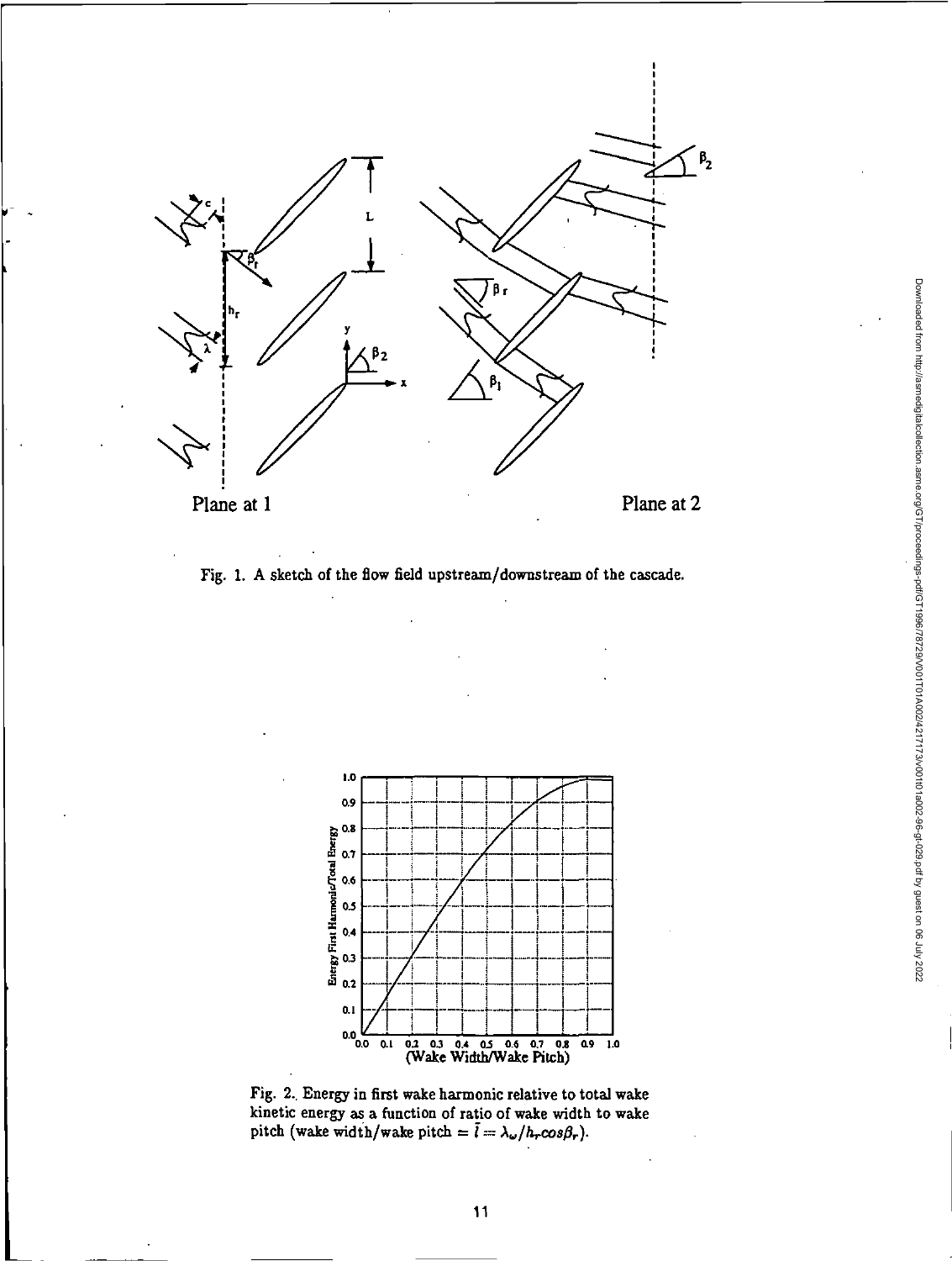Fig. 1. A sketch of the flow field upstream/downstream of the cascade.

Fig. 2. Energy in first wake harmonic relative to total wake kinetic energy as a function of ratio of wake width to wake pitch (wake width/wake pitch = $\bar{l} = \lambda_{\omega}/h_r cos\beta_r$).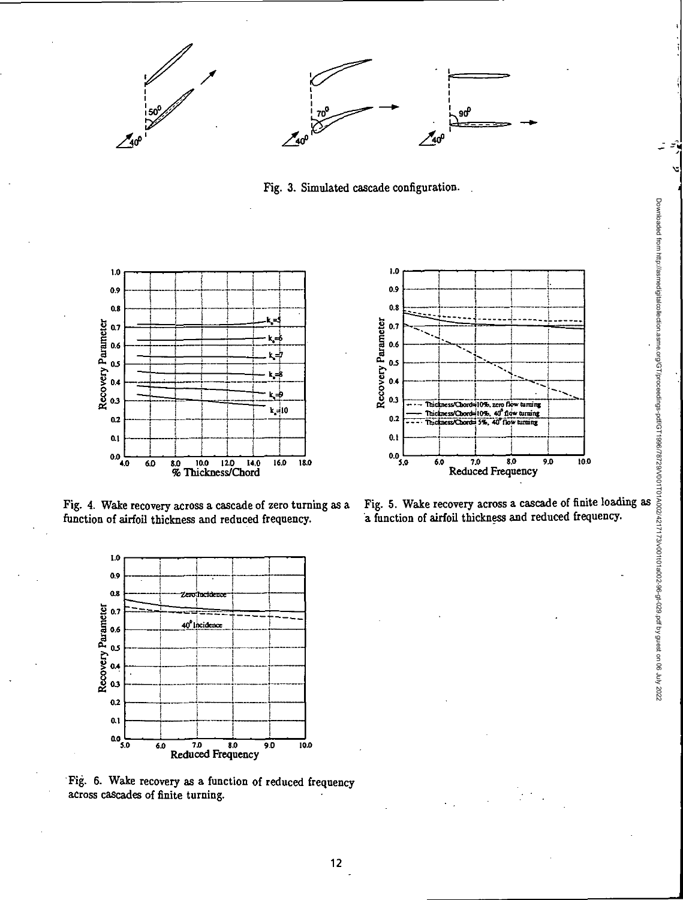$50^0$

$40^0$

$70^0$

$40^0$

$90^0$

$40^0$

Fig. 3. Simulated cascade configuration.

1.0
0.9
0.8
0.7
0.6
0.5
0.4
0.3
0.2
0.1
0.0

Recovery Parameter

4.0 6.0 8.0 10.0 12.0 14.0 16.0 18.0

% Thickness/Chord

$k_s$=5
$k_s$=6
$k_s$=7
$k_s$=8
$k_s$=9
$k_s$=10

Fig. 4. Wake recovery across a cascade of zero turning as a function of airfoil thickness and reduced frequency.

1.0
0.9
0.8
0.7
0.6
0.5
0.4
0.3
0.2
0.1
0.0

Recovery Parameter

5.0 6.0 7.0 8.0 9.0 10.0

Reduced Frequency

Thickness/Chord=10%, zero flow turning
Thickness/Chord=10%, $40^0$ flow turning
Thickness/Chord= 5%, $40^0$ flow turning

Fig. 5. Wake recovery across a cascade of finite loading as a function of airfoil thickness and reduced frequency.

1.0
0.9
0.8
0.7
0.6
0.5
0.4
0.3
0.2
0.1
0.0

Recovery Parameter

5.0 6.0 7.0 8.0 9.0 10.0

Reduced Frequency

Zero Incidence

$40^0$ Incidence

Fig. 6. Wake recovery as a function of reduced frequency across cascades of finite turning.